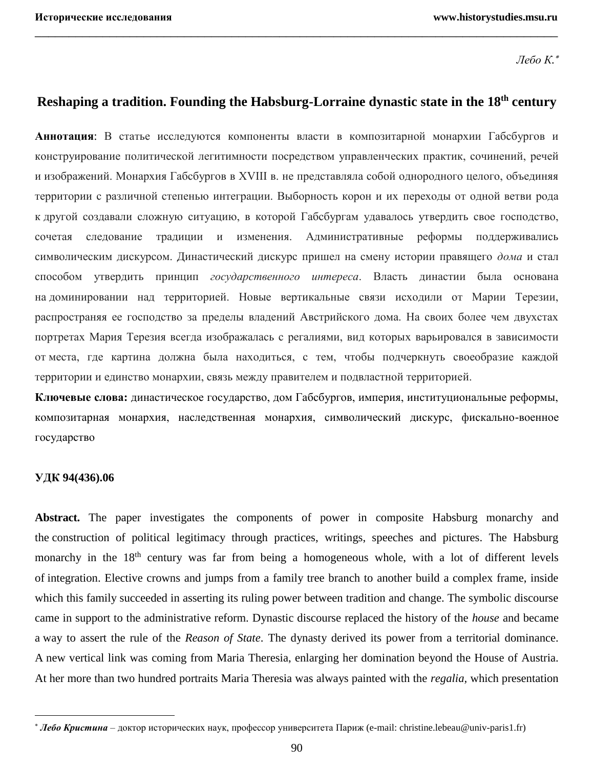*Лебо К.*[*]

# Reshaping a tradition. Founding the Habsburg-Lorraine dynastic state in the 18th century

**Аннотация**: В статье исследуются компоненты власти в композитарной монархии Габсбургов и конструирование политической легитимности посредством управленческих практик, сочинений, речей и изображений. Монархия Габсбургов в XVIII в. не представляла собой однородного целого, объединяя территории с различной степенью интеграции. Выборность корон и их переходы от одной ветви рода к другой создавали сложную ситуацию, в которой Габсбургам удавалось утвердить свое господство, сочетая следование традиции и изменения. Административные реформы поддерживались символическим дискурсом. Династический дискурс пришел на смену истории правящего *дома* и стал способом утвердить принцип *государственного интереса*. Власть династии была основана на доминировании над территорией. Новые вертикальные связи исходили от Марии Терезии, распространяя ее господство за пределы владений Австрийского дома. На своих более чем двухстах портретах Мария Терезия всегда изображалась с регалиями, вид которых варьировался в зависимости от места, где картина должна была находиться, с тем, чтобы подчеркнуть своеобразие каждой территории и единство монархии, связь между правителем и подвластной территорией.

**Ключевые слова:** династическое государство, дом Габсбургов, империя, институциональные реформы, композитарная монархия, наследственная монархия, символический дискурс, фискально-военное государство

**УДК 94(436).06**

**Abstract.** The paper investigates the components of power in composite Habsburg monarchy and the construction of political legitimacy through practices, writings, speeches and pictures. The Habsburg monarchy in the 18th century was far from being a homogeneous whole, with a lot of different levels of integration. Elective crowns and jumps from a family tree branch to another build a complex frame, inside which this family succeeded in asserting its ruling power between tradition and change. The symbolic discourse came in support to the administrative reform. Dynastic discourse replaced the history of the *house* and became a way to assert the rule of the *Reason of State*. The dynasty derived its power from a territorial dominance. A new vertical link was coming from Maria Theresia, enlarging her domination beyond the House of Austria. At her more than two hundred portraits Maria Theresia was always painted with the *regalia,* which presentation

---

[*] ***Лебо Кристина*** – доктор исторических наук, профессор университета Париж (e-mail: christine.lebeau@univ-paris1.fr)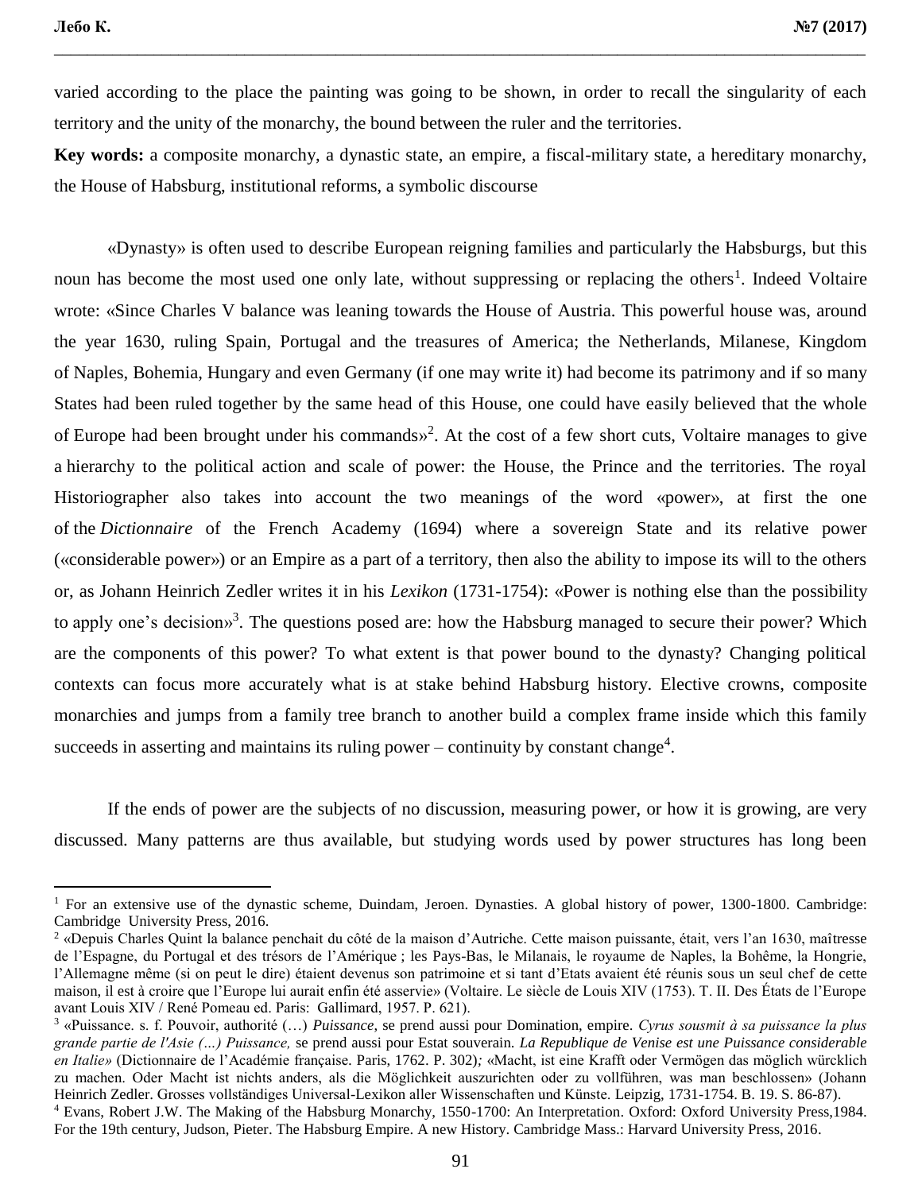varied according to the place the painting was going to be shown, in order to recall the singularity of each territory and the unity of the monarchy, the bound between the ruler and the territories.

**Key words:** a composite monarchy, a dynastic state, an empire, a fiscal-military state, a hereditary monarchy, the House of Habsburg, institutional reforms, a symbolic discourse

«Dynasty» is often used to describe European reigning families and particularly the Habsburgs, but this noun has become the most used one only late, without suppressing or replacing the others[1]. Indeed Voltaire wrote: «Since Charles V balance was leaning towards the House of Austria. This powerful house was, around the year 1630, ruling Spain, Portugal and the treasures of America; the Netherlands, Milanese, Kingdom of Naples, Bohemia, Hungary and even Germany (if one may write it) had become its patrimony and if so many States had been ruled together by the same head of this House, one could have easily believed that the whole of Europe had been brought under his commands»[2]. At the cost of a few short cuts, Voltaire manages to give a hierarchy to the political action and scale of power: the House, the Prince and the territories. The royal Historiographer also takes into account the two meanings of the word «power», at first the one of the *Dictionnaire* of the French Academy (1694) where a sovereign State and its relative power («considerable power») or an Empire as a part of a territory, then also the ability to impose its will to the others or, as Johann Heinrich Zedler writes it in his *Lexikon* (1731-1754): «Power is nothing else than the possibility to apply one's decision»[3]. The questions posed are: how the Habsburg managed to secure their power? Which are the components of this power? To what extent is that power bound to the dynasty? Changing political contexts can focus more accurately what is at stake behind Habsburg history. Elective crowns, composite monarchies and jumps from a family tree branch to another build a complex frame inside which this family succeeds in asserting and maintains its ruling power – continuity by constant change[4].

If the ends of power are the subjects of no discussion, measuring power, or how it is growing, are very discussed. Many patterns are thus available, but studying words used by power structures has long been

---

[1] For an extensive use of the dynastic scheme, Duindam, Jeroen. Dynasties. A global history of power, 1300-1800. Cambridge: Cambridge University Press, 2016.

[2] «Depuis Charles Quint la balance penchait du côté de la maison d'Autriche. Cette maison puissante, était, vers l'an 1630, maîtresse de l'Espagne, du Portugal et des trésors de l'Amérique ; les Pays-Bas, le Milanais, le royaume de Naples, la Bohême, la Hongrie, l'Allemagne même (si on peut le dire) étaient devenus son patrimoine et si tant d'Etats avaient été réunis sous un seul chef de cette maison, il est à croire que l'Europe lui aurait enfin été asservie» (Voltaire. Le siècle de Louis XIV (1753). T. II. Des États de l'Europe avant Louis XIV / René Pomeau ed. Paris: Gallimard, 1957. P. 621).

[3] «Puissance. s. f. Pouvoir, authorité (…) *Puissance,* se prend aussi pour Domination, empire. *Cyrus sousmit à sa puissance la plus grande partie de l'Asie (…) Puissance,* se prend aussi pour Estat souverain. *La Republique de Venise est une Puissance considerable en Italie»* (Dictionnaire de l'Académie française. Paris, 1762. P. 302)*;* «Macht, ist eine Krafft oder Vermögen das möglich würcklich zu machen. Oder Macht ist nichts anders, als die Möglichkeit auszurichten oder zu vollführen, was man beschlossen» (Johann Heinrich Zedler. Grosses vollständiges Universal-Lexikon aller Wissenschaften und Künste. Leipzig, 1731-1754. B. 19. S. 86-87).

[4] Evans, Robert J.W. The Making of the Habsburg Monarchy, 1550-1700: An Interpretation. Oxford: Oxford University Press,1984. For the 19th century, Judson, Pieter. The Habsburg Empire. A new History. Cambridge Mass.: Harvard University Press, 2016.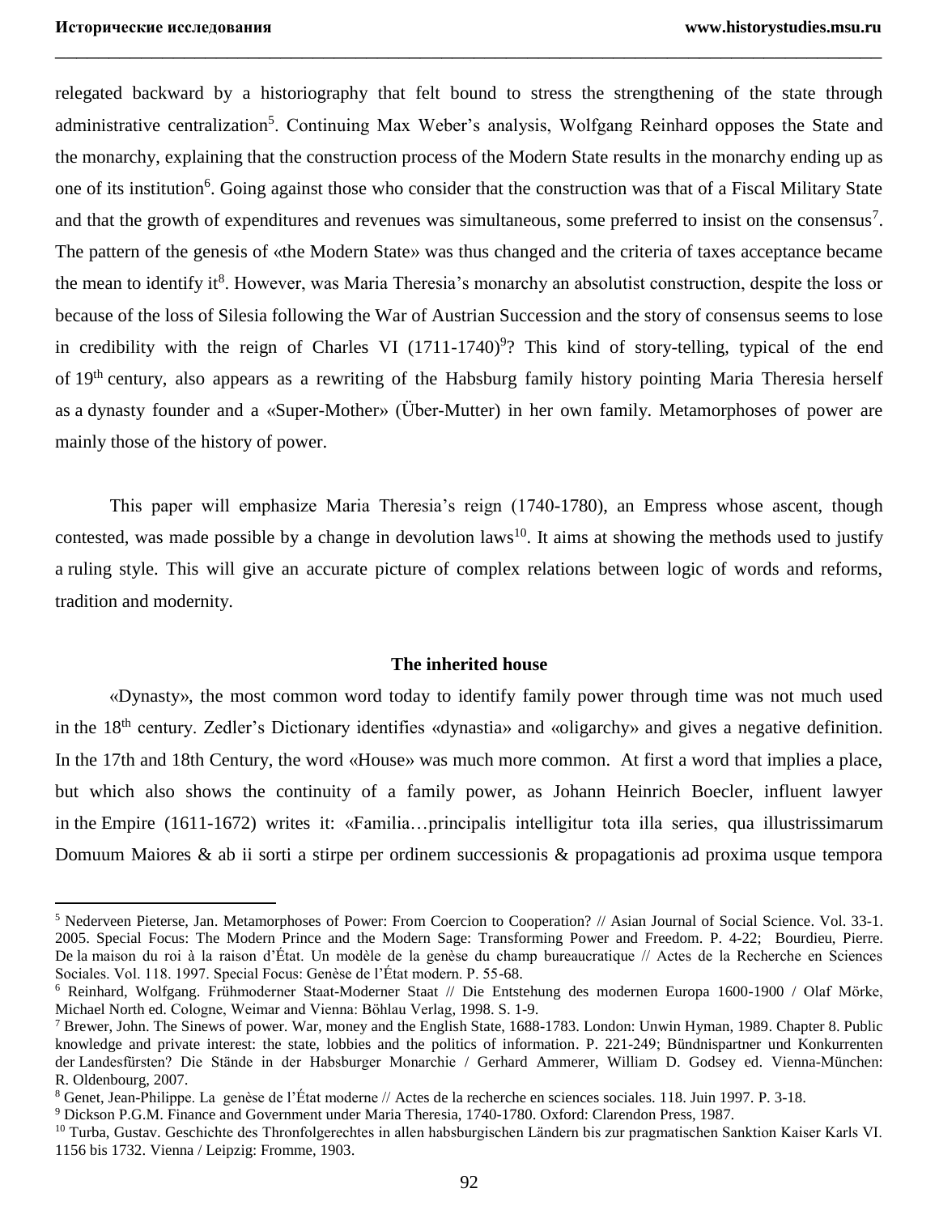relegated backward by a historiography that felt bound to stress the strengthening of the state through administrative centralization[5]. Continuing Max Weber's analysis, Wolfgang Reinhard opposes the State and the monarchy, explaining that the construction process of the Modern State results in the monarchy ending up as one of its institution[6]. Going against those who consider that the construction was that of a Fiscal Military State and that the growth of expenditures and revenues was simultaneous, some preferred to insist on the consensus[7]. The pattern of the genesis of «the Modern State» was thus changed and the criteria of taxes acceptance became the mean to identify it[8]. However, was Maria Theresia's monarchy an absolutist construction, despite the loss or because of the loss of Silesia following the War of Austrian Succession and the story of consensus seems to lose in credibility with the reign of Charles VI (1711-1740)[9]? This kind of story-telling, typical of the end of 19th century, also appears as a rewriting of the Habsburg family history pointing Maria Theresia herself as a dynasty founder and a «Super-Mother» (Über-Mutter) in her own family. Metamorphoses of power are mainly those of the history of power.

This paper will emphasize Maria Theresia's reign (1740-1780), an Empress whose ascent, though contested, was made possible by a change in devolution laws[10]. It aims at showing the methods used to justify a ruling style. This will give an accurate picture of complex relations between logic of words and reforms, tradition and modernity.

## The inherited house

«Dynasty», the most common word today to identify family power through time was not much used in the 18th century. Zedler's Dictionary identifies «dynastia» and «oligarchy» and gives a negative definition. In the 17th and 18th Century, the word «House» was much more common. At first a word that implies a place, but which also shows the continuity of a family power, as Johann Heinrich Boecler, influent lawyer in the Empire (1611-1672) writes it: «Familia…principalis intelligitur tota illa series, qua illustrissimarum Domuum Maiores & ab ii sorti a stirpe per ordinem successionis & propagationis ad proxima usque tempora

---

[5] Nederveen Pieterse, Jan. Metamorphoses of Power: From Coercion to Cooperation? // Asian Journal of Social Science. Vol. 33-1. 2005. Special Focus: The Modern Prince and the Modern Sage: Transforming Power and Freedom. P. 4-22; Bourdieu, Pierre. De la maison du roi à la raison d'État. Un modèle de la genèse du champ bureaucratique // Actes de la Recherche en Sciences Sociales. Vol. 118. 1997. Special Focus: Genèse de l'État modern. P. 55-68.

[6] Reinhard, Wolfgang. Frühmoderner Staat-Moderner Staat // Die Entstehung des modernen Europa 1600-1900 / Olaf Mörke, Michael North ed. Cologne, Weimar and Vienna: Böhlau Verlag, 1998. S. 1-9.

[7] Brewer, John. The Sinews of power. War, money and the English State, 1688-1783. London: Unwin Hyman, 1989. Chapter 8. Public knowledge and private interest: the state, lobbies and the politics of information. P. 221-249; Bündnispartner und Konkurrenten der Landesfürsten? Die Stände in der Habsburger Monarchie / Gerhard Ammerer, William D. Godsey ed. Vienna-München: R. Oldenbourg, 2007.

[8] Genet, Jean-Philippe. La genèse de l'État moderne // Actes de la recherche en sciences sociales. 118. Juin 1997. P. 3-18.

[9] Dickson P.G.M. Finance and Government under Maria Theresia, 1740-1780. Oxford: Clarendon Press, 1987.

[10] Turba, Gustav. Geschichte des Thronfolgerechtes in allen habsburgischen Ländern bis zur pragmatischen Sanktion Kaiser Karls VI. 1156 bis 1732. Vienna / Leipzig: Fromme, 1903.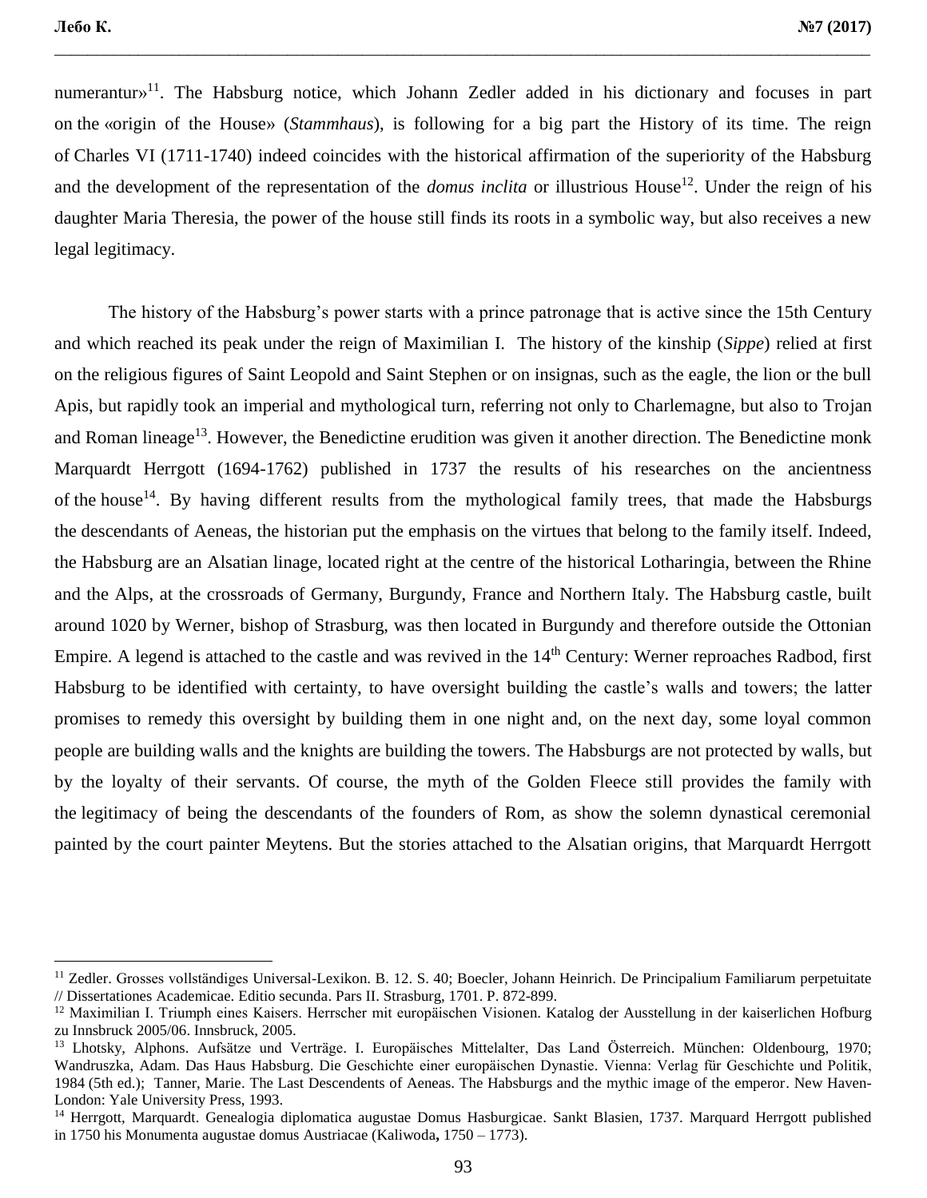numerantur»[11]. The Habsburg notice, which Johann Zedler added in his dictionary and focuses in part on the «origin of the House» (*Stammhaus*), is following for a big part the History of its time. The reign of Charles VI (1711-1740) indeed coincides with the historical affirmation of the superiority of the Habsburg and the development of the representation of the *domus inclita* or illustrious House[12]. Under the reign of his daughter Maria Theresia, the power of the house still finds its roots in a symbolic way, but also receives a new legal legitimacy.

The history of the Habsburg's power starts with a prince patronage that is active since the 15th Century and which reached its peak under the reign of Maximilian I. The history of the kinship (*Sippe*) relied at first on the religious figures of Saint Leopold and Saint Stephen or on insignas, such as the eagle, the lion or the bull Apis, but rapidly took an imperial and mythological turn, referring not only to Charlemagne, but also to Trojan and Roman lineage[13]. However, the Benedictine erudition was given it another direction. The Benedictine monk Marquardt Herrgott (1694-1762) published in 1737 the results of his researches on the ancientness of the house[14]. By having different results from the mythological family trees, that made the Habsburgs the descendants of Aeneas, the historian put the emphasis on the virtues that belong to the family itself. Indeed, the Habsburg are an Alsatian linage, located right at the centre of the historical Lotharingia, between the Rhine and the Alps, at the crossroads of Germany, Burgundy, France and Northern Italy. The Habsburg castle, built around 1020 by Werner, bishop of Strasburg, was then located in Burgundy and therefore outside the Ottonian Empire. A legend is attached to the castle and was revived in the 14th Century: Werner reproaches Radbod, first Habsburg to be identified with certainty, to have oversight building the castle's walls and towers; the latter promises to remedy this oversight by building them in one night and, on the next day, some loyal common people are building walls and the knights are building the towers. The Habsburgs are not protected by walls, but by the loyalty of their servants. Of course, the myth of the Golden Fleece still provides the family with the legitimacy of being the descendants of the founders of Rom, as show the solemn dynastical ceremonial painted by the court painter Meytens. But the stories attached to the Alsatian origins, that Marquardt Herrgott

---

[11] Zedler. Grosses vollständiges Universal-Lexikon. B. 12. S. 40; Boecler, Johann Heinrich. De Principalium Familiarum perpetuitate // Dissertationes Academicae. Editio secunda. Pars II. Strasburg, 1701. P. 872-899.

[12] Maximilian I. Triumph eines Kaisers. Herrscher mit europäischen Visionen. Katalog der Ausstellung in der kaiserlichen Hofburg zu Innsbruck 2005/06. Innsbruck, 2005.

[13] Lhotsky, Alphons. Aufsätze und Verträge. I. Europäisches Mittelalter, Das Land Österreich. München: Oldenbourg, 1970; Wandruszka, Adam. Das Haus Habsburg. Die Geschichte einer europäischen Dynastie. Vienna: Verlag für Geschichte und Politik, 1984 (5th ed.); Tanner, Marie. The Last Descendents of Aeneas. The Habsburgs and the mythic image of the emperor. New Haven-London: Yale University Press, 1993.

[14] Herrgott, Marquardt. Genealogia diplomatica augustae Domus Hasburgicae. Sankt Blasien, 1737. Marquard Herrgott published in 1750 his Monumenta augustae domus Austriacae (Kaliwoda, 1750 – 1773).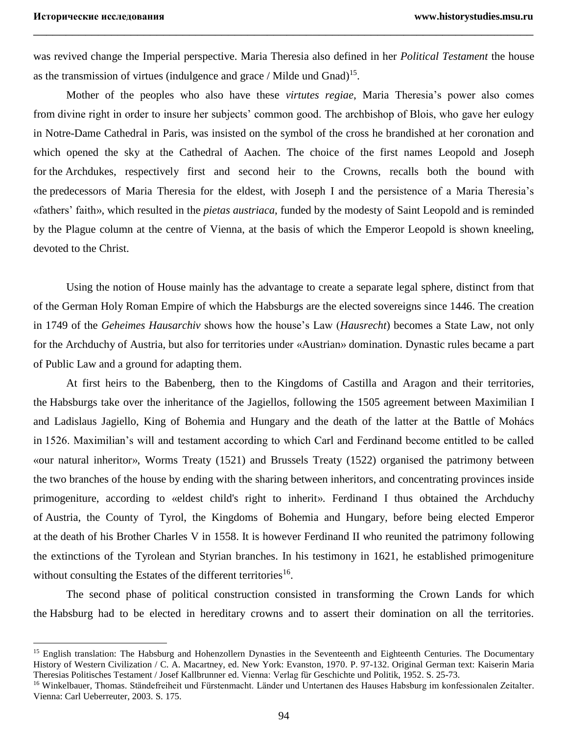was revived change the Imperial perspective. Maria Theresia also defined in her *Political Testament* the house as the transmission of virtues (indulgence and grace / Milde und Gnad)[15].

Mother of the peoples who also have these *virtutes regiae*, Maria Theresia's power also comes from divine right in order to insure her subjects' common good. The archbishop of Blois, who gave her eulogy in Notre-Dame Cathedral in Paris, was insisted on the symbol of the cross he brandished at her coronation and which opened the sky at the Cathedral of Aachen. The choice of the first names Leopold and Joseph for the Archdukes, respectively first and second heir to the Crowns, recalls both the bound with the predecessors of Maria Theresia for the eldest, with Joseph I and the persistence of a Maria Theresia's «fathers' faith», which resulted in the *pietas austriaca*, funded by the modesty of Saint Leopold and is reminded by the Plague column at the centre of Vienna, at the basis of which the Emperor Leopold is shown kneeling, devoted to the Christ.

Using the notion of House mainly has the advantage to create a separate legal sphere, distinct from that of the German Holy Roman Empire of which the Habsburgs are the elected sovereigns since 1446. The creation in 1749 of the *Geheimes Hausarchiv* shows how the house's Law (*Hausrecht*) becomes a State Law, not only for the Archduchy of Austria, but also for territories under «Austrian» domination. Dynastic rules became a part of Public Law and a ground for adapting them.

At first heirs to the Babenberg, then to the Kingdoms of Castilla and Aragon and their territories, the Habsburgs take over the inheritance of the Jagiellos, following the 1505 agreement between Maximilian I and Ladislaus Jagiello, King of Bohemia and Hungary and the death of the latter at the Battle of Mohács in 1526. Maximilian's will and testament according to which Carl and Ferdinand become entitled to be called «our natural inheritor», Worms Treaty (1521) and Brussels Treaty (1522) organised the patrimony between the two branches of the house by ending with the sharing between inheritors, and concentrating provinces inside primogeniture, according to «eldest child's right to inherit». Ferdinand I thus obtained the Archduchy of Austria, the County of Tyrol, the Kingdoms of Bohemia and Hungary, before being elected Emperor at the death of his Brother Charles V in 1558. It is however Ferdinand II who reunited the patrimony following the extinctions of the Tyrolean and Styrian branches. In his testimony in 1621, he established primogeniture without consulting the Estates of the different territories[16].

The second phase of political construction consisted in transforming the Crown Lands for which the Habsburg had to be elected in hereditary crowns and to assert their domination on all the territories.

---

[15] English translation: The Habsburg and Hohenzollern Dynasties in the Seventeenth and Eighteenth Centuries. The Documentary History of Western Civilization / C. A. Macartney, ed. New York: Evanston, 1970. P. 97-132. Original German text: Kaiserin Maria Theresias Politisches Testament / Josef Kallbrunner ed. Vienna: Verlag für Geschichte und Politik, 1952. S. 25-73.

[16] Winkelbauer, Thomas. Ständefreiheit und Fürstenmacht. Länder und Untertanen des Hauses Habsburg im konfessionalen Zeitalter. Vienna: Carl Ueberreuter, 2003. S. 175.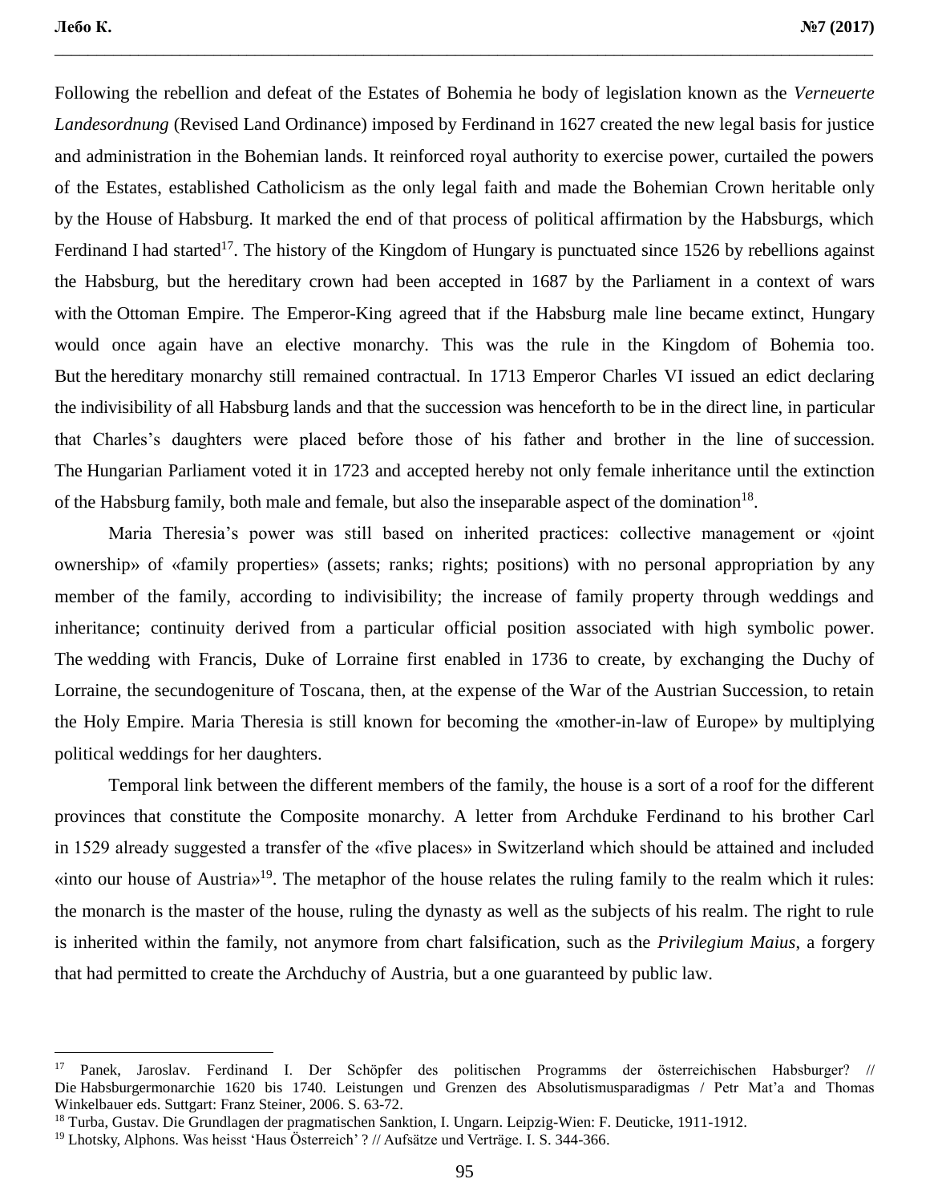Following the rebellion and defeat of the Estates of Bohemia he body of legislation known as the *Verneuerte Landesordnung* (Revised Land Ordinance) imposed by Ferdinand in 1627 created the new legal basis for justice and administration in the Bohemian lands. It reinforced royal authority to exercise power, curtailed the powers of the Estates, established Catholicism as the only legal faith and made the Bohemian Crown heritable only by the House of Habsburg. It marked the end of that process of political affirmation by the Habsburgs, which Ferdinand I had started[17]. The history of the Kingdom of Hungary is punctuated since 1526 by rebellions against the Habsburg, but the hereditary crown had been accepted in 1687 by the Parliament in a context of wars with the Ottoman Empire. The Emperor-King agreed that if the Habsburg male line became extinct, Hungary would once again have an elective monarchy. This was the rule in the Kingdom of Bohemia too. But the hereditary monarchy still remained contractual. In 1713 Emperor Charles VI issued an edict declaring the indivisibility of all Habsburg lands and that the succession was henceforth to be in the direct line, in particular that Charles's daughters were placed before those of his father and brother in the line of succession. The Hungarian Parliament voted it in 1723 and accepted hereby not only female inheritance until the extinction of the Habsburg family, both male and female, but also the inseparable aspect of the domination[18].

Maria Theresia's power was still based on inherited practices: collective management or «joint ownership» of «family properties» (assets; ranks; rights; positions) with no personal appropriation by any member of the family, according to indivisibility; the increase of family property through weddings and inheritance; continuity derived from a particular official position associated with high symbolic power. The wedding with Francis, Duke of Lorraine first enabled in 1736 to create, by exchanging the Duchy of Lorraine, the secundogeniture of Toscana, then, at the expense of the War of the Austrian Succession, to retain the Holy Empire. Maria Theresia is still known for becoming the «mother-in-law of Europe» by multiplying political weddings for her daughters.

Temporal link between the different members of the family, the house is a sort of a roof for the different provinces that constitute the Composite monarchy. A letter from Archduke Ferdinand to his brother Carl in 1529 already suggested a transfer of the «five places» in Switzerland which should be attained and included «into our house of Austria»[19]. The metaphor of the house relates the ruling family to the realm which it rules: the monarch is the master of the house, ruling the dynasty as well as the subjects of his realm. The right to rule is inherited within the family, not anymore from chart falsification, such as the *Privilegium Maius*, a forgery that had permitted to create the Archduchy of Austria, but a one guaranteed by public law.

---

[17] Panek, Jaroslav. Ferdinand I. Der Schöpfer des politischen Programms der österreichischen Habsburger? // Die Habsburgermonarchie 1620 bis 1740. Leistungen und Grenzen des Absolutismusparadigmas / Petr Mat'a and Thomas Winkelbauer eds. Suttgart: Franz Steiner, 2006. S. 63-72.

[18] Turba, Gustav. Die Grundlagen der pragmatischen Sanktion, I. Ungarn. Leipzig-Wien: F. Deuticke, 1911-1912.

[19] Lhotsky, Alphons. Was heisst 'Haus Österreich' ? // Aufsätze und Verträge. I. S. 344-366.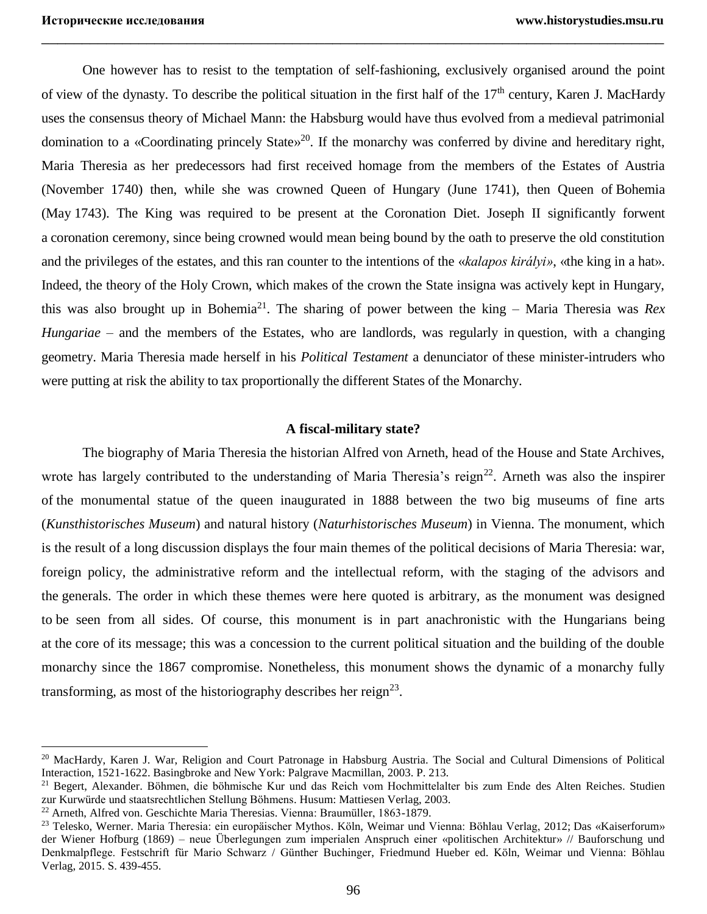One however has to resist to the temptation of self-fashioning, exclusively organised around the point of view of the dynasty. To describe the political situation in the first half of the 17th century, Karen J. MacHardy uses the consensus theory of Michael Mann: the Habsburg would have thus evolved from a medieval patrimonial domination to a «Coordinating princely State»[20]. If the monarchy was conferred by divine and hereditary right, Maria Theresia as her predecessors had first received homage from the members of the Estates of Austria (November 1740) then, while she was crowned Queen of Hungary (June 1741), then Queen of Bohemia (May 1743). The King was required to be present at the Coronation Diet. Joseph II significantly forwent a coronation ceremony, since being crowned would mean being bound by the oath to preserve the old constitution and the privileges of the estates, and this ran counter to the intentions of the «*kalapos királyi»*, «the king in a hat». Indeed, the theory of the Holy Crown, which makes of the crown the State insigna was actively kept in Hungary, this was also brought up in Bohemia[21]. The sharing of power between the king – Maria Theresia was *Rex Hungariae* – and the members of the Estates, who are landlords, was regularly in question, with a changing geometry. Maria Theresia made herself in his *Political Testament* a denunciator of these minister-intruders who were putting at risk the ability to tax proportionally the different States of the Monarchy.

## A fiscal-military state?

The biography of Maria Theresia the historian Alfred von Arneth, head of the House and State Archives, wrote has largely contributed to the understanding of Maria Theresia's reign[22]. Arneth was also the inspirer of the monumental statue of the queen inaugurated in 1888 between the two big museums of fine arts (*Kunsthistorisches Museum*) and natural history (*Naturhistorisches Museum*) in Vienna. The monument, which is the result of a long discussion displays the four main themes of the political decisions of Maria Theresia: war, foreign policy, the administrative reform and the intellectual reform, with the staging of the advisors and the generals. The order in which these themes were here quoted is arbitrary, as the monument was designed to be seen from all sides. Of course, this monument is in part anachronistic with the Hungarians being at the core of its message; this was a concession to the current political situation and the building of the double monarchy since the 1867 compromise. Nonetheless, this monument shows the dynamic of a monarchy fully transforming, as most of the historiography describes her reign[23].

---

[20] MacHardy, Karen J. War, Religion and Court Patronage in Habsburg Austria. The Social and Cultural Dimensions of Political Interaction, 1521-1622. Basingbroke and New York: Palgrave Macmillan, 2003. P. 213.

[21] Begert, Alexander. Böhmen, die böhmische Kur und das Reich vom Hochmittelalter bis zum Ende des Alten Reiches. Studien zur Kurwürde und staatsrechtlichen Stellung Böhmens. Husum: Mattiesen Verlag, 2003.

[22] Arneth, Alfred von. Geschichte Maria Theresias. Vienna: Braumüller, 1863-1879.

[23] Telesko, Werner. Maria Theresia: ein europäischer Mythos. Köln, Weimar und Vienna: Böhlau Verlag, 2012; Das «Kaiserforum» der Wiener Hofburg (1869) – neue Überlegungen zum imperialen Anspruch einer «politischen Architektur» // Bauforschung und Denkmalpflege. Festschrift für Mario Schwarz / Günther Buchinger, Friedmund Hueber ed. Köln, Weimar und Vienna: Böhlau Verlag, 2015. S. 439-455.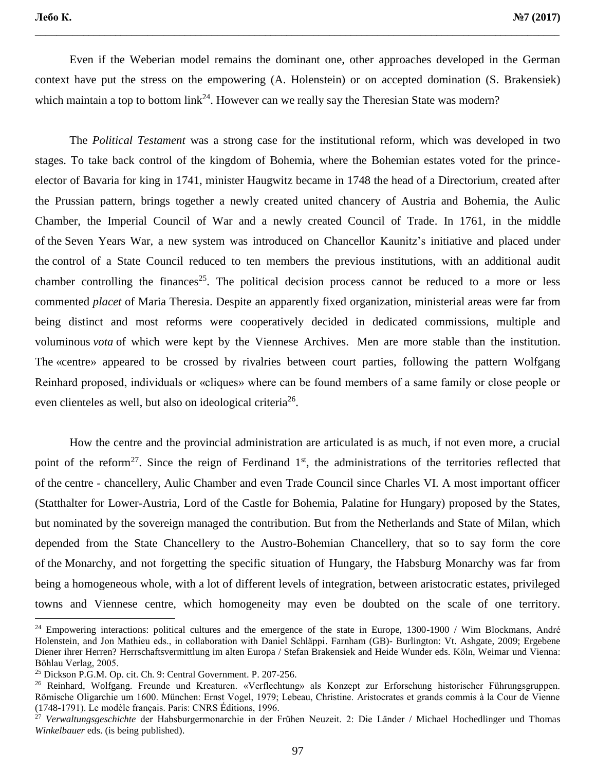Even if the Weberian model remains the dominant one, other approaches developed in the German context have put the stress on the empowering (A. Holenstein) or on accepted domination (S. Brakensiek) which maintain a top to bottom link[24]. However can we really say the Theresian State was modern?

The *Political Testament* was a strong case for the institutional reform, which was developed in two stages. To take back control of the kingdom of Bohemia, where the Bohemian estates voted for the prince-elector of Bavaria for king in 1741, minister Haugwitz became in 1748 the head of a Directorium, created after the Prussian pattern, brings together a newly created united chancery of Austria and Bohemia, the Aulic Chamber, the Imperial Council of War and a newly created Council of Trade. In 1761, in the middle of the Seven Years War, a new system was introduced on Chancellor Kaunitz's initiative and placed under the control of a State Council reduced to ten members the previous institutions, with an additional audit chamber controlling the finances[25]. The political decision process cannot be reduced to a more or less commented *placet* of Maria Theresia. Despite an apparently fixed organization, ministerial areas were far from being distinct and most reforms were cooperatively decided in dedicated commissions, multiple and voluminous *vota* of which were kept by the Viennese Archives. Men are more stable than the institution. The «centre» appeared to be crossed by rivalries between court parties, following the pattern Wolfgang Reinhard proposed, individuals or «cliques» where can be found members of a same family or close people or even clienteles as well, but also on ideological criteria[26].

How the centre and the provincial administration are articulated is as much, if not even more, a crucial point of the reform[27]. Since the reign of Ferdinand 1st, the administrations of the territories reflected that of the centre - chancellery, Aulic Chamber and even Trade Council since Charles VI. A most important officer (Statthalter for Lower-Austria, Lord of the Castle for Bohemia, Palatine for Hungary) proposed by the States, but nominated by the sovereign managed the contribution. But from the Netherlands and State of Milan, which depended from the State Chancellery to the Austro-Bohemian Chancellery, that so to say form the core of the Monarchy, and not forgetting the specific situation of Hungary, the Habsburg Monarchy was far from being a homogeneous whole, with a lot of different levels of integration, between aristocratic estates, privileged towns and Viennese centre, which homogeneity may even be doubted on the scale of one territory.

---

[24] Empowering interactions: political cultures and the emergence of the state in Europe, 1300-1900 / Wim Blockmans, André Holenstein, and Jon Mathieu eds., in collaboration with Daniel Schläppi. Farnham (GB)- Burlington: Vt. Ashgate, 2009; Ergebene Diener ihrer Herren? Herrschaftsvermittlung im alten Europa / Stefan Brakensiek and Heide Wunder eds. Köln, Weimar und Vienna: Böhlau Verlag, 2005.

[25] Dickson P.G.M. Op. cit. Ch. 9: Central Government. P. 207-256.

[26] Reinhard, Wolfgang. Freunde und Kreaturen. «Verflechtung» als Konzept zur Erforschung historischer Führungsgruppen. Römische Oligarchie um 1600. München: Ernst Vogel, 1979; Lebeau, Christine. Aristocrates et grands commis à la Cour de Vienne (1748-1791). Le modèle français. Paris: CNRS Éditions, 1996.

[27] *Verwaltungsgeschichte* der Habsburgermonarchie in der Frühen Neuzeit. 2: Die Länder / Michael Hochedlinger und Thomas *Winkelbauer* eds. (is being published).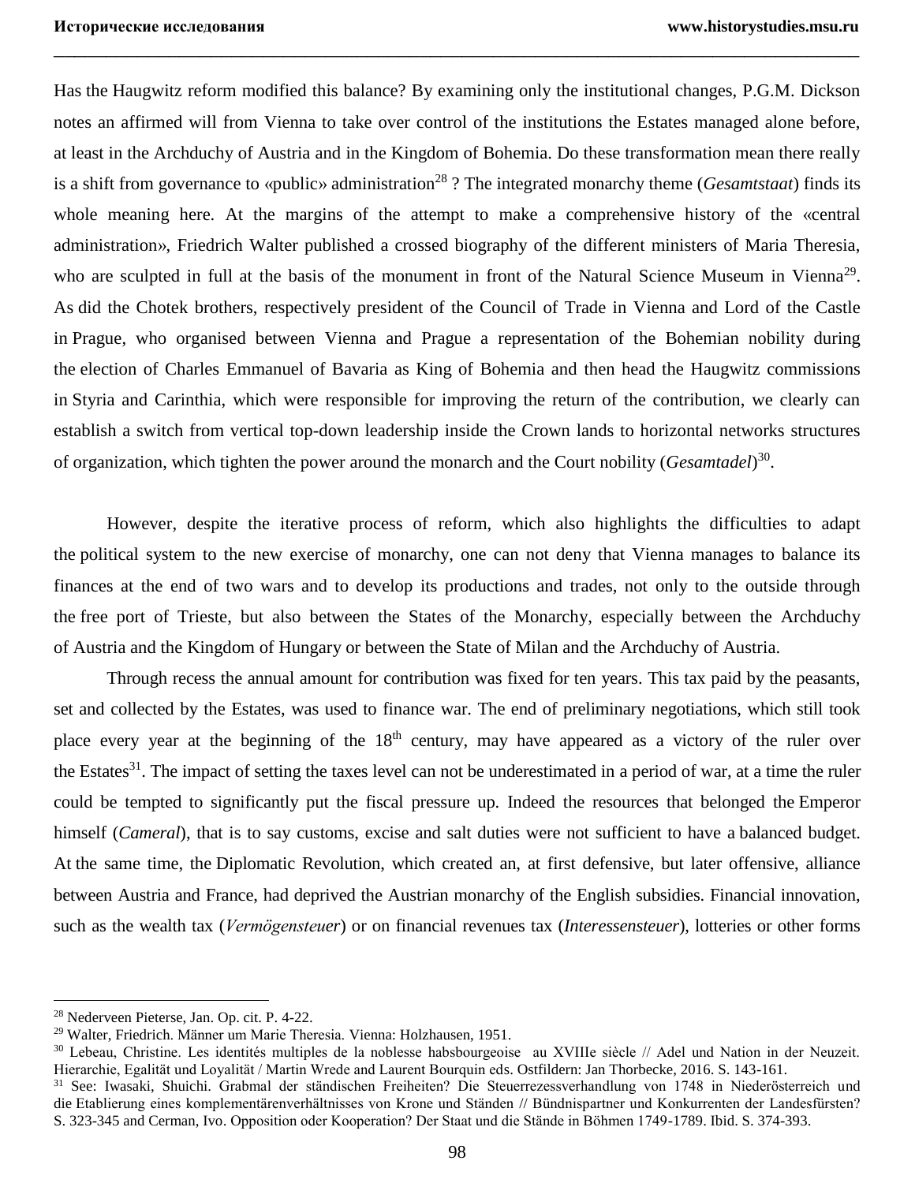Has the Haugwitz reform modified this balance? By examining only the institutional changes, P.G.M. Dickson notes an affirmed will from Vienna to take over control of the institutions the Estates managed alone before, at least in the Archduchy of Austria and in the Kingdom of Bohemia. Do these transformation mean there really is a shift from governance to «public» administration[28] ? The integrated monarchy theme (*Gesamtstaat*) finds its whole meaning here. At the margins of the attempt to make a comprehensive history of the «central administration», Friedrich Walter published a crossed biography of the different ministers of Maria Theresia, who are sculpted in full at the basis of the monument in front of the Natural Science Museum in Vienna[29]. As did the Chotek brothers, respectively president of the Council of Trade in Vienna and Lord of the Castle in Prague, who organised between Vienna and Prague a representation of the Bohemian nobility during the election of Charles Emmanuel of Bavaria as King of Bohemia and then head the Haugwitz commissions in Styria and Carinthia, which were responsible for improving the return of the contribution, we clearly can establish a switch from vertical top-down leadership inside the Crown lands to horizontal networks structures of organization, which tighten the power around the monarch and the Court nobility (*Gesamtadel*)[30].

However, despite the iterative process of reform, which also highlights the difficulties to adapt the political system to the new exercise of monarchy, one can not deny that Vienna manages to balance its finances at the end of two wars and to develop its productions and trades, not only to the outside through the free port of Trieste, but also between the States of the Monarchy, especially between the Archduchy of Austria and the Kingdom of Hungary or between the State of Milan and the Archduchy of Austria.

Through recess the annual amount for contribution was fixed for ten years. This tax paid by the peasants, set and collected by the Estates, was used to finance war. The end of preliminary negotiations, which still took place every year at the beginning of the 18th century, may have appeared as a victory of the ruler over the Estates[31]. The impact of setting the taxes level can not be underestimated in a period of war, at a time the ruler could be tempted to significantly put the fiscal pressure up. Indeed the resources that belonged the Emperor himself (*Cameral*), that is to say customs, excise and salt duties were not sufficient to have a balanced budget. At the same time, the Diplomatic Revolution, which created an, at first defensive, but later offensive, alliance between Austria and France, had deprived the Austrian monarchy of the English subsidies. Financial innovation, such as the wealth tax (*Vermögensteuer*) or on financial revenues tax (*Interessensteuer*), lotteries or other forms

---

[28] Nederveen Pieterse, Jan. Op. cit. P. 4-22.

[29] Walter, Friedrich. Männer um Marie Theresia. Vienna: Holzhausen, 1951.

[30] Lebeau, Christine. Les identités multiples de la noblesse habsbourgeoise au XVIIIe siècle // Adel und Nation in der Neuzeit. Hierarchie, Egalität und Loyalität / Martin Wrede and Laurent Bourquin eds. Ostfildern: Jan Thorbecke, 2016. S. 143-161.

[31] See: Iwasaki, Shuichi. Grabmal der ständischen Freiheiten? Die Steuerrezessverhandlung von 1748 in Niederösterreich und die Etablierung eines komplementärenverhältnisses von Krone und Ständen // Bündnispartner und Konkurrenten der Landesfürsten? S. 323-345 and Cerman, Ivo. Opposition oder Kooperation? Der Staat und die Stände in Böhmen 1749-1789. Ibid. S. 374-393.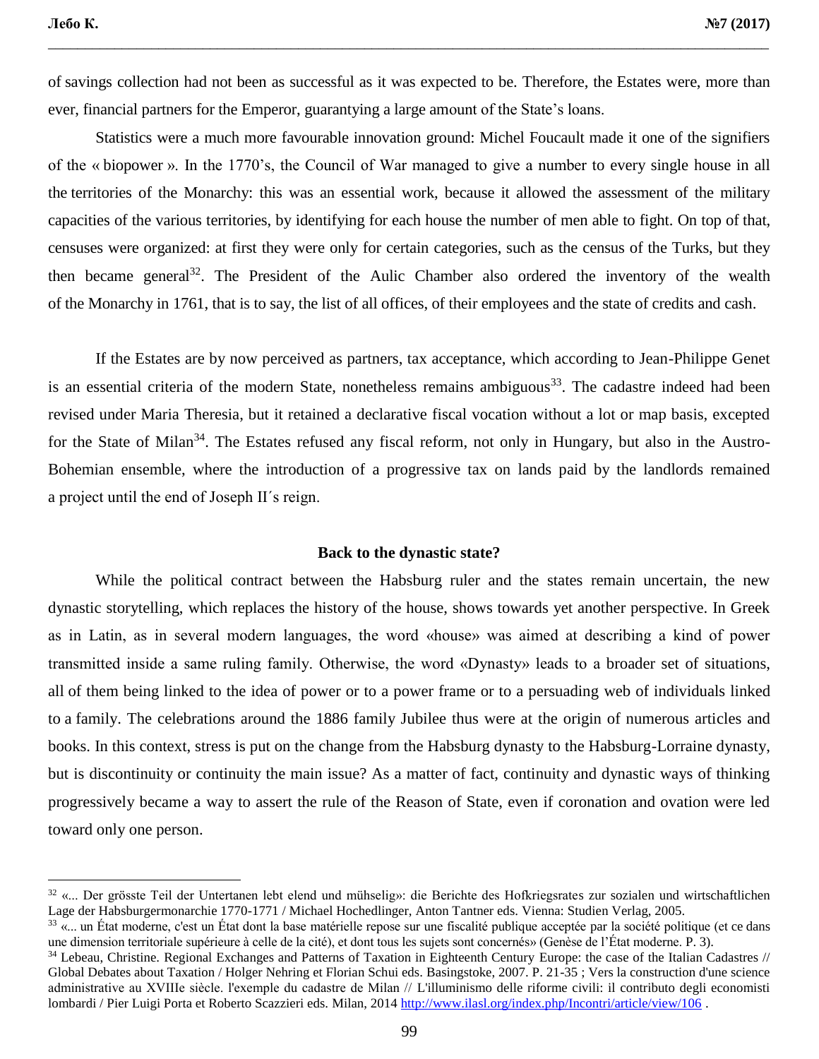of savings collection had not been as successful as it was expected to be. Therefore, the Estates were, more than ever, financial partners for the Emperor, guarantying a large amount of the State's loans.

Statistics were a much more favourable innovation ground: Michel Foucault made it one of the signifiers of the « biopower ». In the 1770's, the Council of War managed to give a number to every single house in all the territories of the Monarchy: this was an essential work, because it allowed the assessment of the military capacities of the various territories, by identifying for each house the number of men able to fight. On top of that, censuses were organized: at first they were only for certain categories, such as the census of the Turks, but they then became general[32]. The President of the Aulic Chamber also ordered the inventory of the wealth of the Monarchy in 1761, that is to say, the list of all offices, of their employees and the state of credits and cash.

If the Estates are by now perceived as partners, tax acceptance, which according to Jean-Philippe Genet is an essential criteria of the modern State, nonetheless remains ambiguous[33]. The cadastre indeed had been revised under Maria Theresia, but it retained a declarative fiscal vocation without a lot or map basis, excepted for the State of Milan[34]. The Estates refused any fiscal reform, not only in Hungary, but also in the Austro-Bohemian ensemble, where the introduction of a progressive tax on lands paid by the landlords remained a project until the end of Joseph II´s reign.

### Back to the dynastic state?

While the political contract between the Habsburg ruler and the states remain uncertain, the new dynastic storytelling, which replaces the history of the house, shows towards yet another perspective. In Greek as in Latin, as in several modern languages, the word «house» was aimed at describing a kind of power transmitted inside a same ruling family. Otherwise, the word «Dynasty» leads to a broader set of situations, all of them being linked to the idea of power or to a power frame or to a persuading web of individuals linked to a family. The celebrations around the 1886 family Jubilee thus were at the origin of numerous articles and books. In this context, stress is put on the change from the Habsburg dynasty to the Habsburg-Lorraine dynasty, but is discontinuity or continuity the main issue? As a matter of fact, continuity and dynastic ways of thinking progressively became a way to assert the rule of the Reason of State, even if coronation and ovation were led toward only one person.

---

[32] «... Der grösste Teil der Untertanen lebt elend und mühselig»: die Berichte des Hofkriegsrates zur sozialen und wirtschaftlichen Lage der Habsburgermonarchie 1770-1771 / Michael Hochedlinger, Anton Tantner eds. Vienna: Studien Verlag, 2005.

[33] «... un État moderne, c'est un État dont la base matérielle repose sur une fiscalité publique acceptée par la société politique (et ce dans une dimension territoriale supérieure à celle de la cité), et dont tous les sujets sont concernés» (Genèse de l'État moderne. P. 3).

[34] Lebeau, Christine. Regional Exchanges and Patterns of Taxation in Eighteenth Century Europe: the case of the Italian Cadastres // Global Debates about Taxation / Holger Nehring et Florian Schui eds. Basingstoke, 2007. P. 21-35 ; Vers la construction d'une science administrative au XVIIIe siècle. l'exemple du cadastre de Milan // L'illuminismo delle riforme civili: il contributo degli economisti lombardi / Pier Luigi Porta et Roberto Scazzieri eds. Milan, 2014 http://www.ilasl.org/index.php/Incontri/article/view/106 .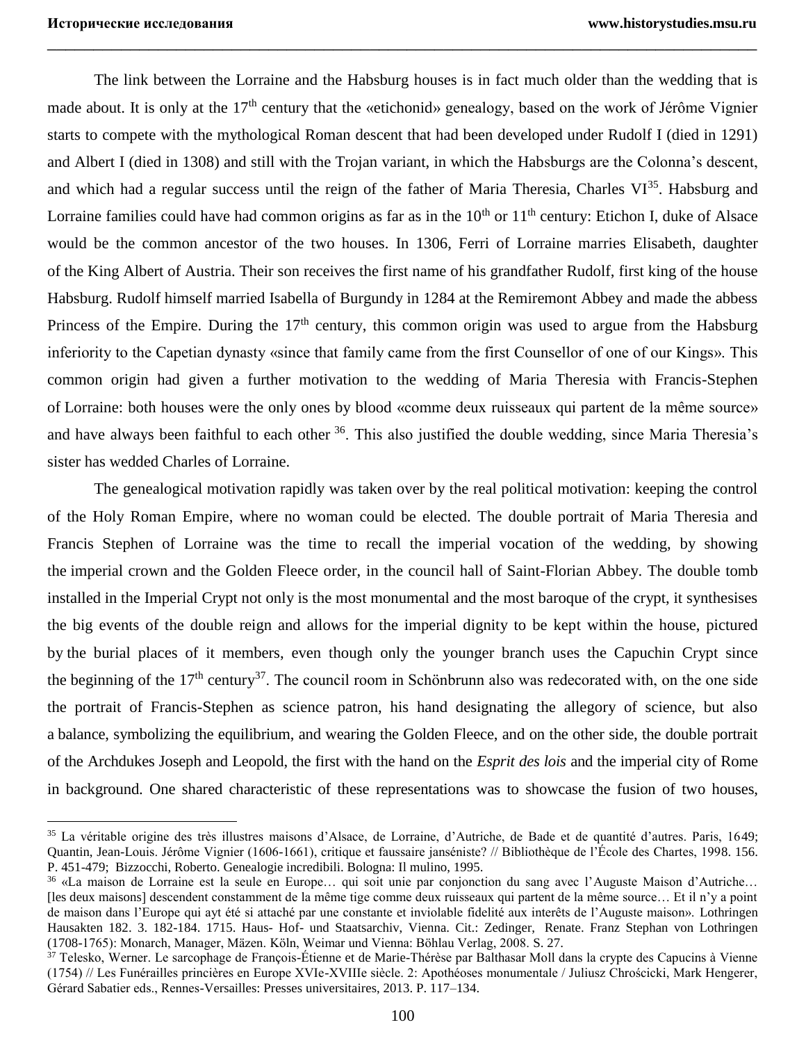The link between the Lorraine and the Habsburg houses is in fact much older than the wedding that is made about. It is only at the 17th century that the «etichonid» genealogy, based on the work of Jérôme Vignier starts to compete with the mythological Roman descent that had been developed under Rudolf I (died in 1291) and Albert I (died in 1308) and still with the Trojan variant, in which the Habsburgs are the Colonna's descent, and which had a regular success until the reign of the father of Maria Theresia, Charles VI[35]. Habsburg and Lorraine families could have had common origins as far as in the 10th or 11th century: Etichon I, duke of Alsace would be the common ancestor of the two houses. In 1306, Ferri of Lorraine marries Elisabeth, daughter of the King Albert of Austria. Their son receives the first name of his grandfather Rudolf, first king of the house Habsburg. Rudolf himself married Isabella of Burgundy in 1284 at the Remiremont Abbey and made the abbess Princess of the Empire. During the 17th century, this common origin was used to argue from the Habsburg inferiority to the Capetian dynasty «since that family came from the first Counsellor of one of our Kings». This common origin had given a further motivation to the wedding of Maria Theresia with Francis-Stephen of Lorraine: both houses were the only ones by blood «comme deux ruisseaux qui partent de la même source» and have always been faithful to each other [36]. This also justified the double wedding, since Maria Theresia's sister has wedded Charles of Lorraine.

The genealogical motivation rapidly was taken over by the real political motivation: keeping the control of the Holy Roman Empire, where no woman could be elected. The double portrait of Maria Theresia and Francis Stephen of Lorraine was the time to recall the imperial vocation of the wedding, by showing the imperial crown and the Golden Fleece order, in the council hall of Saint-Florian Abbey. The double tomb installed in the Imperial Crypt not only is the most monumental and the most baroque of the crypt, it synthesises the big events of the double reign and allows for the imperial dignity to be kept within the house, pictured by the burial places of it members, even though only the younger branch uses the Capuchin Crypt since the beginning of the 17th century[37]. The council room in Schönbrunn also was redecorated with, on the one side the portrait of Francis-Stephen as science patron, his hand designating the allegory of science, but also a balance, symbolizing the equilibrium, and wearing the Golden Fleece, and on the other side, the double portrait of the Archdukes Joseph and Leopold, the first with the hand on the *Esprit des lois* and the imperial city of Rome in background. One shared characteristic of these representations was to showcase the fusion of two houses,

---

[35] La véritable origine des très illustres maisons d'Alsace, de Lorraine, d'Autriche, de Bade et de quantité d'autres. Paris, 1649; Quantin, Jean-Louis. Jérôme Vignier (1606-1661), critique et faussaire janséniste? // Bibliothèque de l'École des Chartes, 1998. 156. P. 451-479; Bizzocchi, Roberto. Genealogie incredibili. Bologna: Il mulino, 1995.

[36] «La maison de Lorraine est la seule en Europe… qui soit unie par conjonction du sang avec l'Auguste Maison d'Autriche… [les deux maisons] descendent constamment de la même tige comme deux ruisseaux qui partent de la même source… Et il n'y a point de maison dans l'Europe qui ayt été si attaché par une constante et inviolable fidelité aux interêts de l'Auguste maison». Lothringen Hausakten 182. 3. 182-184. 1715. Haus- Hof- und Staatsarchiv, Vienna. Cit.: Zedinger, Renate. Franz Stephan von Lothringen (1708-1765): Monarch, Manager, Mäzen. Köln, Weimar und Vienna: Böhlau Verlag, 2008. S. 27.

[37] Telesko, Werner. Le sarcophage de François-Étienne et de Marie-Thérèse par Balthasar Moll dans la crypte des Capucins à Vienne (1754) // Les Funérailles princières en Europe XVIe-XVIIIe siècle. 2: Apothéoses monumentale / Juliusz Chrościcki, Mark Hengerer, Gérard Sabatier eds., Rennes-Versailles: Presses universitaires, 2013. P. 117–134.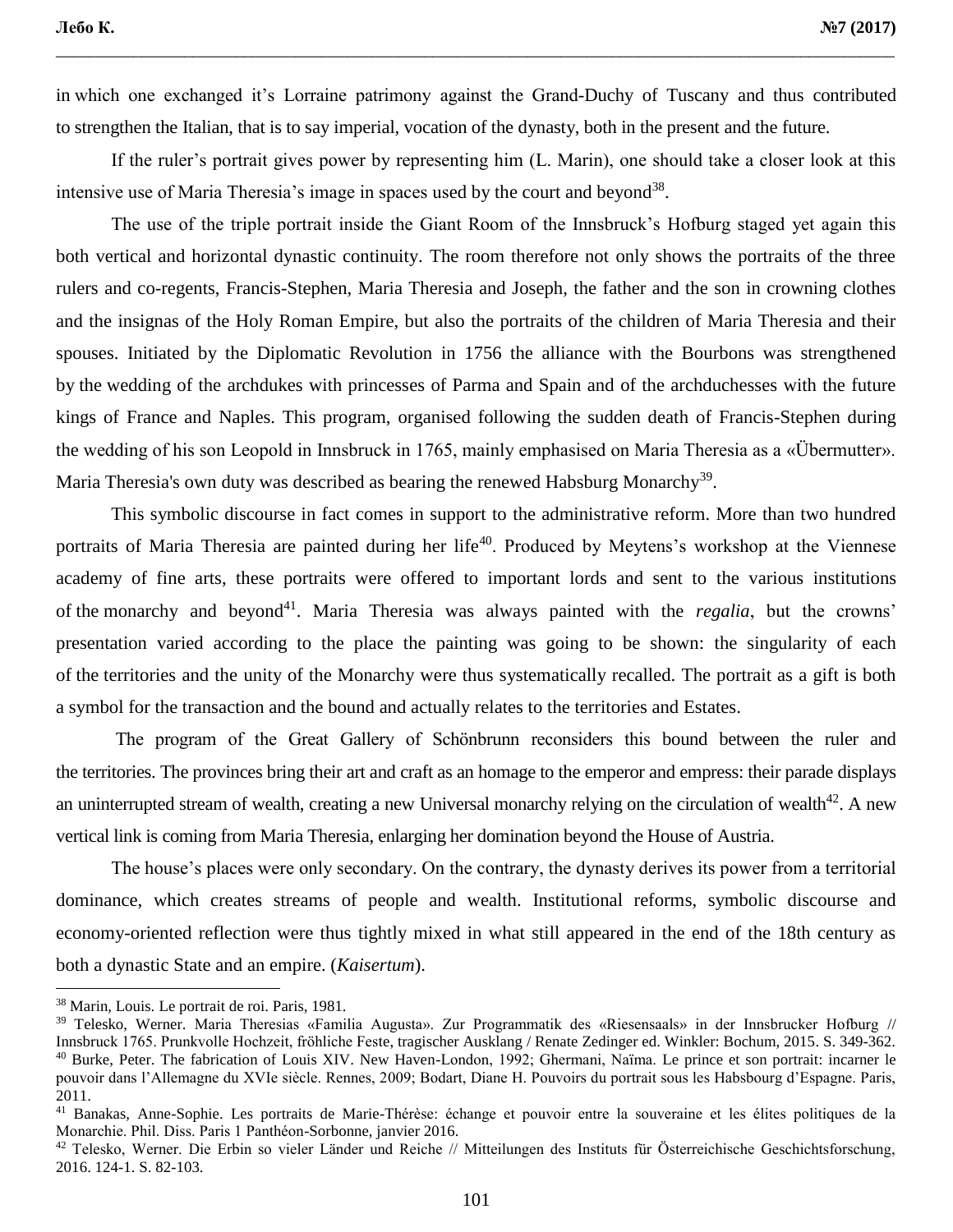in which one exchanged it's Lorraine patrimony against the Grand-Duchy of Tuscany and thus contributed to strengthen the Italian, that is to say imperial, vocation of the dynasty, both in the present and the future.

If the ruler's portrait gives power by representing him (L. Marin), one should take a closer look at this intensive use of Maria Theresia's image in spaces used by the court and beyond[38].

The use of the triple portrait inside the Giant Room of the Innsbruck's Hofburg staged yet again this both vertical and horizontal dynastic continuity. The room therefore not only shows the portraits of the three rulers and co-regents, Francis-Stephen, Maria Theresia and Joseph, the father and the son in crowning clothes and the insignas of the Holy Roman Empire, but also the portraits of the children of Maria Theresia and their spouses. Initiated by the Diplomatic Revolution in 1756 the alliance with the Bourbons was strengthened by the wedding of the archdukes with princesses of Parma and Spain and of the archduchesses with the future kings of France and Naples. This program, organised following the sudden death of Francis-Stephen during the wedding of his son Leopold in Innsbruck in 1765, mainly emphasised on Maria Theresia as a «Übermutter». Maria Theresia's own duty was described as bearing the renewed Habsburg Monarchy[39].

This symbolic discourse in fact comes in support to the administrative reform. More than two hundred portraits of Maria Theresia are painted during her life[40]. Produced by Meytens's workshop at the Viennese academy of fine arts, these portraits were offered to important lords and sent to the various institutions of the monarchy and beyond[41]. Maria Theresia was always painted with the *regalia*, but the crowns' presentation varied according to the place the painting was going to be shown: the singularity of each of the territories and the unity of the Monarchy were thus systematically recalled. The portrait as a gift is both a symbol for the transaction and the bound and actually relates to the territories and Estates.

The program of the Great Gallery of Schönbrunn reconsiders this bound between the ruler and the territories. The provinces bring their art and craft as an homage to the emperor and empress: their parade displays an uninterrupted stream of wealth, creating a new Universal monarchy relying on the circulation of wealth[42]. A new vertical link is coming from Maria Theresia, enlarging her domination beyond the House of Austria.

The house's places were only secondary. On the contrary, the dynasty derives its power from a territorial dominance, which creates streams of people and wealth. Institutional reforms, symbolic discourse and economy-oriented reflection were thus tightly mixed in what still appeared in the end of the 18th century as both a dynastic State and an empire. (*Kaisertum*).

---

[38] Marin, Louis. Le portrait de roi. Paris, 1981.

[39] Telesko, Werner. Maria Theresias «Familia Augusta». Zur Programmatik des «Riesensaals» in der Innsbrucker Hofburg // Innsbruck 1765. Prunkvolle Hochzeit, fröhliche Feste, tragischer Ausklang / Renate Zedinger ed. Winkler: Bochum, 2015. S. 349-362.

[40] Burke, Peter. The fabrication of Louis XIV. New Haven-London, 1992; Ghermani, Naïma. Le prince et son portrait: incarner le pouvoir dans l'Allemagne du XVIe siècle. Rennes, 2009; Bodart, Diane H. Pouvoirs du portrait sous les Habsbourg d'Espagne. Paris, 2011.

[41] Banakas, Anne-Sophie. Les portraits de Marie-Thérèse: échange et pouvoir entre la souveraine et les élites politiques de la Monarchie. Phil. Diss. Paris 1 Panthéon-Sorbonne, janvier 2016.

[42] Telesko, Werner. Die Erbin so vieler Länder und Reiche // Mitteilungen des Instituts für Österreichische Geschichtsforschung, 2016. 124-1. S. 82-103.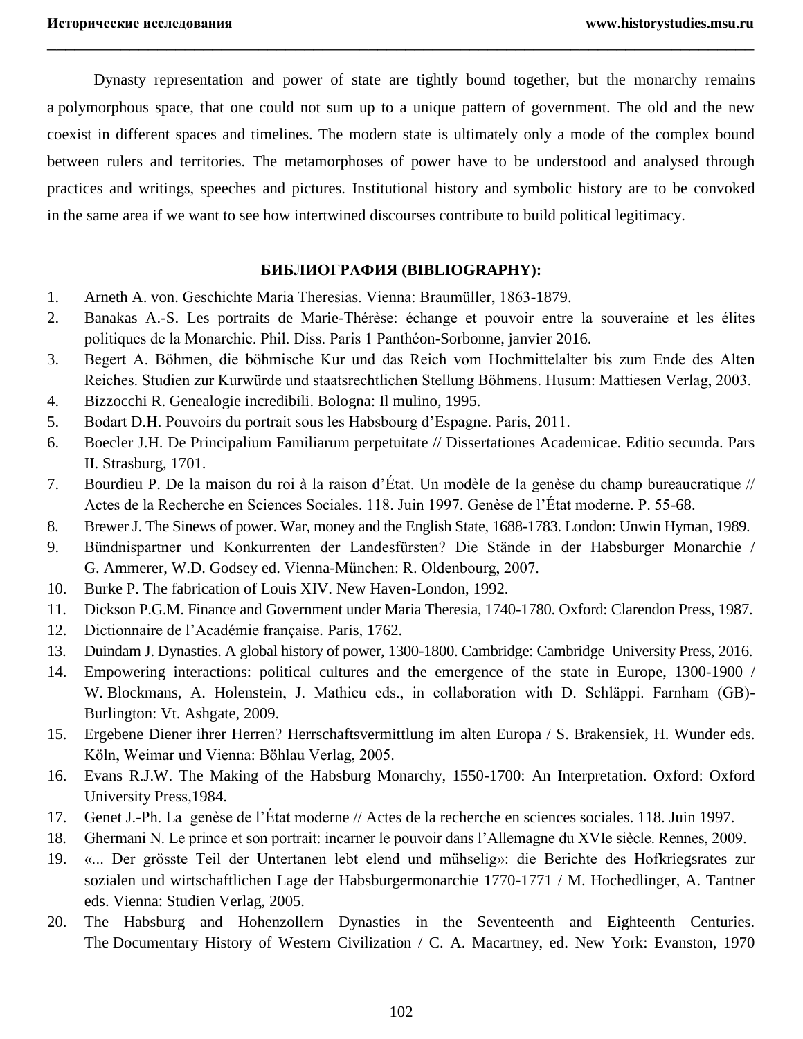Dynasty representation and power of state are tightly bound together, but the monarchy remains a polymorphous space, that one could not sum up to a unique pattern of government. The old and the new coexist in different spaces and timelines. The modern state is ultimately only a mode of the complex bound between rulers and territories. The metamorphoses of power have to be understood and analysed through practices and writings, speeches and pictures. Institutional history and symbolic history are to be convoked in the same area if we want to see how intertwined discourses contribute to build political legitimacy.

**БИБЛИОГРАФИЯ (BIBLIOGRAPHY):**

1. Arneth A. von. Geschichte Maria Theresias. Vienna: Braumüller, 1863-1879.
2. Banakas A.-S. Les portraits de Marie-Thérèse: échange et pouvoir entre la souveraine et les élites politiques de la Monarchie. Phil. Diss. Paris 1 Panthéon-Sorbonne, janvier 2016.
3. Begert A. Böhmen, die böhmische Kur und das Reich vom Hochmittelalter bis zum Ende des Alten Reiches. Studien zur Kurwürde und staatsrechtlichen Stellung Böhmens. Husum: Mattiesen Verlag, 2003.
4. Bizzocchi R. Genealogie incredibili. Bologna: Il mulino, 1995.
5. Bodart D.H. Pouvoirs du portrait sous les Habsbourg d'Espagne. Paris, 2011.
6. Boecler J.H. De Principalium Familiarum perpetuitate // Dissertationes Academicae. Editio secunda. Pars II. Strasburg, 1701.
7. Bourdieu P. De la maison du roi à la raison d'État. Un modèle de la genèse du champ bureaucratique // Actes de la Recherche en Sciences Sociales. 118. Juin 1997. Genèse de l'État moderne. P. 55-68.
8. Brewer J. The Sinews of power. War, money and the English State, 1688-1783. London: Unwin Hyman, 1989.
9. Bündnispartner und Konkurrenten der Landesfürsten? Die Stände in der Habsburger Monarchie / G. Ammerer, W.D. Godsey ed. Vienna-München: R. Oldenbourg, 2007.
10. Burke P. The fabrication of Louis XIV. New Haven-London, 1992.
11. Dickson P.G.M. Finance and Government under Maria Theresia, 1740-1780. Oxford: Clarendon Press, 1987.
12. Dictionnaire de l'Académie française. Paris, 1762.
13. Duindam J. Dynasties. A global history of power, 1300-1800. Cambridge: Cambridge University Press, 2016.
14. Empowering interactions: political cultures and the emergence of the state in Europe, 1300-1900 / W. Blockmans, A. Holenstein, J. Mathieu eds., in collaboration with D. Schläppi. Farnham (GB)-Burlington: Vt. Ashgate, 2009.
15. Ergebene Diener ihrer Herren? Herrschaftsvermittlung im alten Europa / S. Brakensiek, H. Wunder eds. Köln, Weimar und Vienna: Böhlau Verlag, 2005.
16. Evans R.J.W. The Making of the Habsburg Monarchy, 1550-1700: An Interpretation. Oxford: Oxford University Press,1984.
17. Genet J.-Ph. La genèse de l'État moderne // Actes de la recherche en sciences sociales. 118. Juin 1997.
18. Ghermani N. Le prince et son portrait: incarner le pouvoir dans l'Allemagne du XVIe siècle. Rennes, 2009.
19. «... Der grösste Teil der Untertanen lebt elend und mühselig»: die Berichte des Hofkriegsrates zur sozialen und wirtschaftlichen Lage der Habsburgermonarchie 1770-1771 / M. Hochedlinger, A. Tantner eds. Vienna: Studien Verlag, 2005.
20. The Habsburg and Hohenzollern Dynasties in the Seventeenth and Eighteenth Centuries. The Documentary History of Western Civilization / C. A. Macartney, ed. New York: Evanston, 1970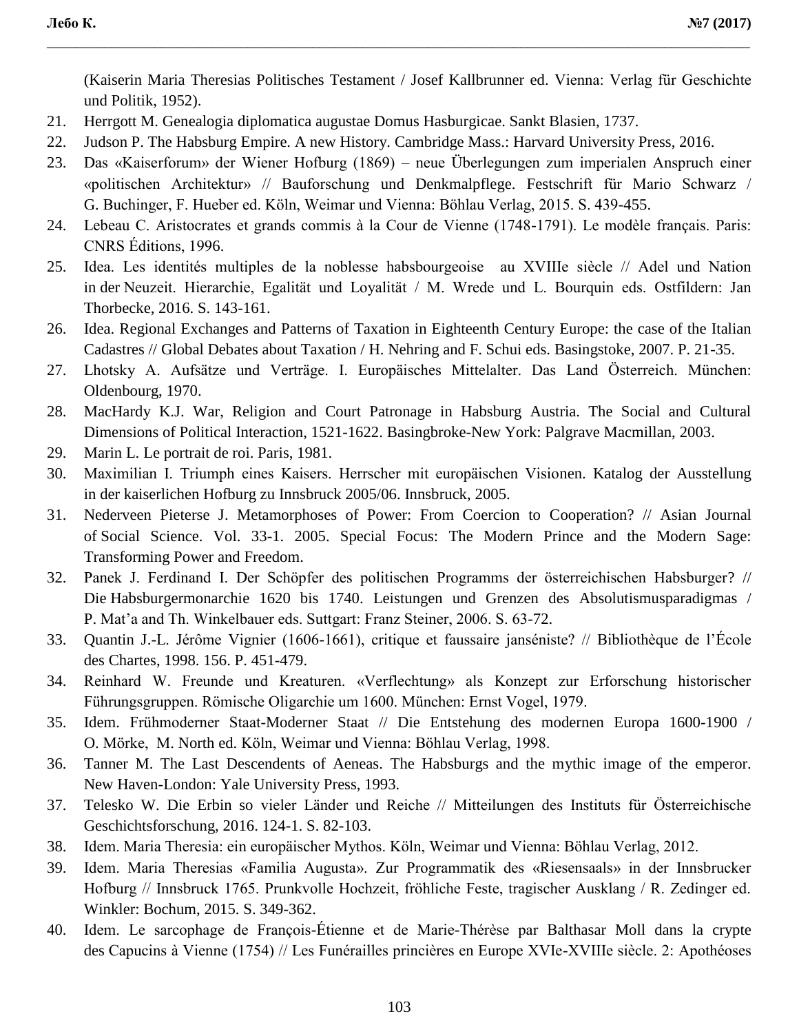(Kaiserin Maria Theresias Politisches Testament / Josef Kallbrunner ed. Vienna: Verlag für Geschichte und Politik, 1952).

21. Herrgott M. Genealogia diplomatica augustae Domus Hasburgicae. Sankt Blasien, 1737.
22. Judson P. The Habsburg Empire. A new History. Cambridge Mass.: Harvard University Press, 2016.
23. Das «Kaiserforum» der Wiener Hofburg (1869) – neue Überlegungen zum imperialen Anspruch einer «politischen Architektur» // Bauforschung und Denkmalpflege. Festschrift für Mario Schwarz / G. Buchinger, F. Hueber ed. Köln, Weimar und Vienna: Böhlau Verlag, 2015. S. 439-455.
24. Lebeau C. Aristocrates et grands commis à la Cour de Vienne (1748-1791). Le modèle français. Paris: CNRS Éditions, 1996.
25. Idea. Les identités multiples de la noblesse habsbourgeoise au XVIIIe siècle // Adel und Nation in der Neuzeit. Hierarchie, Egalität und Loyalität / M. Wrede und L. Bourquin eds. Ostfildern: Jan Thorbecke, 2016. S. 143-161.
26. Idea. Regional Exchanges and Patterns of Taxation in Eighteenth Century Europe: the case of the Italian Cadastres // Global Debates about Taxation / H. Nehring and F. Schui eds. Basingstoke, 2007. P. 21-35.
27. Lhotsky A. Aufsätze und Verträge. I. Europäisches Mittelalter. Das Land Österreich. München: Oldenbourg, 1970.
28. MacHardy K.J. War, Religion and Court Patronage in Habsburg Austria. The Social and Cultural Dimensions of Political Interaction, 1521-1622. Basingbroke-New York: Palgrave Macmillan, 2003.
29. Marin L. Le portrait de roi. Paris, 1981.
30. Maximilian I. Triumph eines Kaisers. Herrscher mit europäischen Visionen. Katalog der Ausstellung in der kaiserlichen Hofburg zu Innsbruck 2005/06. Innsbruck, 2005.
31. Nederveen Pieterse J. Metamorphoses of Power: From Coercion to Cooperation? // Asian Journal of Social Science. Vol. 33-1. 2005. Special Focus: The Modern Prince and the Modern Sage: Transforming Power and Freedom.
32. Panek J. Ferdinand I. Der Schöpfer des politischen Programms der österreichischen Habsburger? // Die Habsburgermonarchie 1620 bis 1740. Leistungen und Grenzen des Absolutismusparadigmas / P. Mat'a and Th. Winkelbauer eds. Suttgart: Franz Steiner, 2006. S. 63-72.
33. Quantin J.-L. Jérôme Vignier (1606-1661), critique et faussaire janséniste? // Bibliothèque de l'École des Chartes, 1998. 156. P. 451-479.
34. Reinhard W. Freunde und Kreaturen. «Verflechtung» als Konzept zur Erforschung historischer Führungsgruppen. Römische Oligarchie um 1600. München: Ernst Vogel, 1979.
35. Idem. Frühmoderner Staat-Moderner Staat // Die Entstehung des modernen Europa 1600-1900 / O. Mörke, M. North ed. Köln, Weimar und Vienna: Böhlau Verlag, 1998.
36. Tanner M. The Last Descendents of Aeneas. The Habsburgs and the mythic image of the emperor. New Haven-London: Yale University Press, 1993.
37. Telesko W. Die Erbin so vieler Länder und Reiche // Mitteilungen des Instituts für Österreichische Geschichtsforschung, 2016. 124-1. S. 82-103.
38. Idem. Maria Theresia: ein europäischer Mythos. Köln, Weimar und Vienna: Böhlau Verlag, 2012.
39. Idem. Maria Theresias «Familia Augusta». Zur Programmatik des «Riesensaals» in der Innsbrucker Hofburg // Innsbruck 1765. Prunkvolle Hochzeit, fröhliche Feste, tragischer Ausklang / R. Zedinger ed. Winkler: Bochum, 2015. S. 349-362.
40. Idem. Le sarcophage de François-Étienne et de Marie-Thérèse par Balthasar Moll dans la crypte des Capucins à Vienne (1754) // Les Funérailles princières en Europe XVIe-XVIIIe siècle. 2: Apothéoses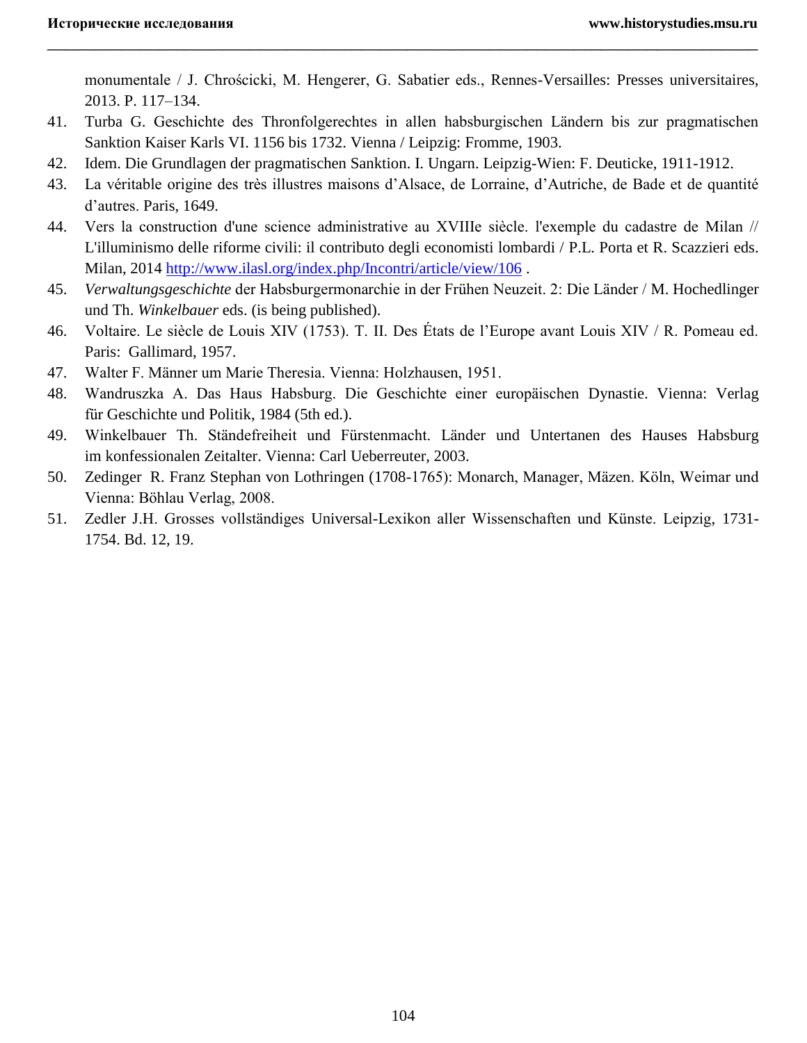monumentale / J. Chrościcki, M. Hengerer, G. Sabatier eds., Rennes-Versailles: Presses universitaires, 2013. P. 117–134.

41. Turba G. Geschichte des Thronfolgerechtes in allen habsburgischen Ländern bis zur pragmatischen Sanktion Kaiser Karls VI. 1156 bis 1732. Vienna / Leipzig: Fromme, 1903.
42. Idem. Die Grundlagen der pragmatischen Sanktion. I. Ungarn. Leipzig-Wien: F. Deuticke, 1911-1912.
43. La véritable origine des très illustres maisons d'Alsace, de Lorraine, d'Autriche, de Bade et de quantité d'autres. Paris, 1649.
44. Vers la construction d'une science administrative au XVIIIe siècle. l'exemple du cadastre de Milan // L'illuminismo delle riforme civili: il contributo degli economisti lombardi / P.L. Porta et R. Scazzieri eds. Milan, 2014 [http://www.ilasl.org/index.php/Incontri/article/view/106](http://www.ilasl.org/index.php/Incontri/article/view/106) .
45. *Verwaltungsgeschichte* der Habsburgermonarchie in der Frühen Neuzeit. 2: Die Länder / M. Hochedlinger und Th. *Winkelbauer* eds. (is being published).
46. Voltaire. Le siècle de Louis XIV (1753). T. II. Des États de l'Europe avant Louis XIV / R. Pomeau ed. Paris: Gallimard, 1957.
47. Walter F. Männer um Marie Theresia. Vienna: Holzhausen, 1951.
48. Wandruszka A. Das Haus Habsburg. Die Geschichte einer europäischen Dynastie. Vienna: Verlag für Geschichte und Politik, 1984 (5th ed.).
49. Winkelbauer Th. Ständefreiheit und Fürstenmacht. Länder und Untertanen des Hauses Habsburg im konfessionalen Zeitalter. Vienna: Carl Ueberreuter, 2003.
50. Zedinger R. Franz Stephan von Lothringen (1708-1765): Monarch, Manager, Mäzen. Köln, Weimar und Vienna: Böhlau Verlag, 2008.
51. Zedler J.H. Grosses vollständiges Universal-Lexikon aller Wissenschaften und Künste. Leipzig, 1731-1754. Bd. 12, 19.